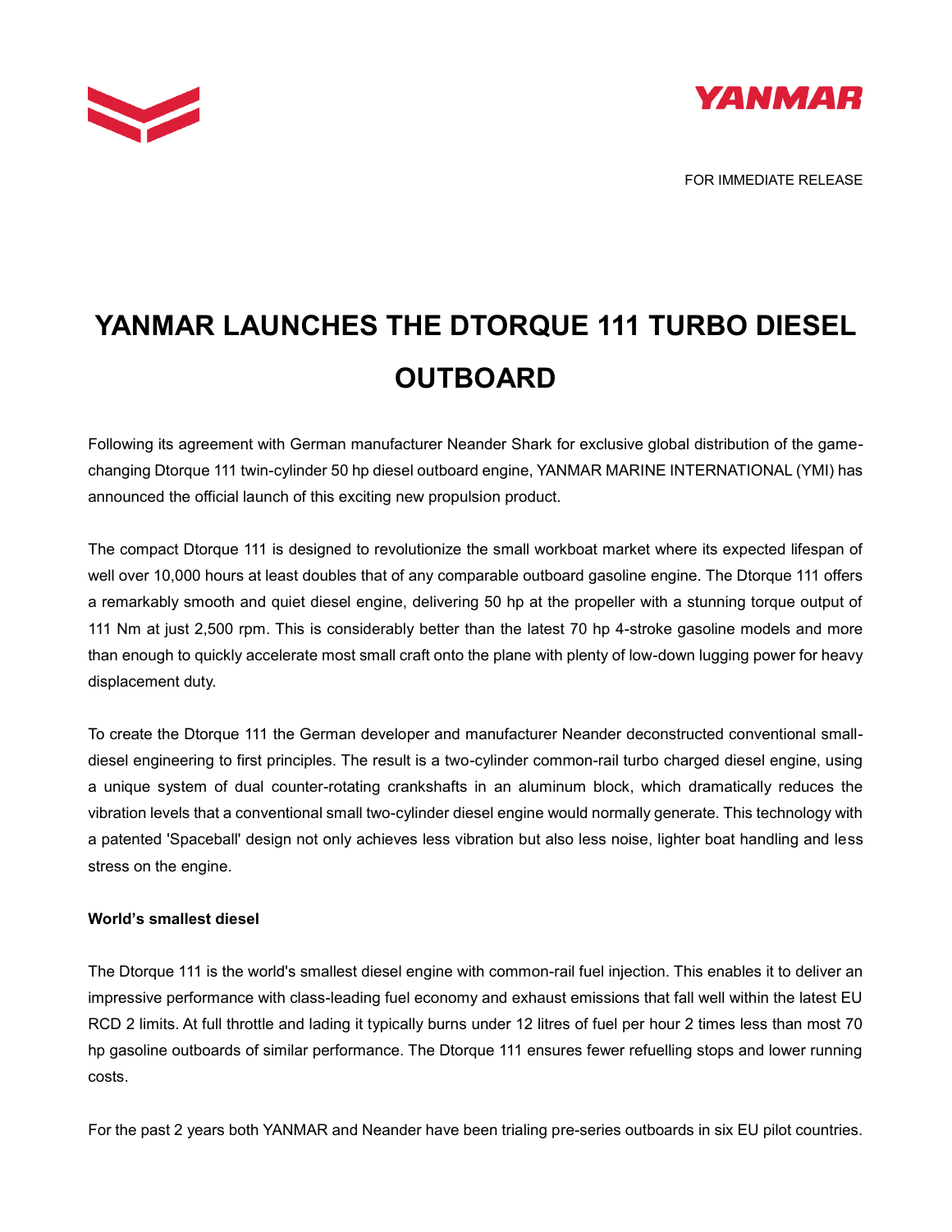FOR IMMEDIATE RELEASE

# YANMAR LAUNCHES THE DTORQUE 111 TURBO DIESEL OUTBOARD

Following its agreement with German manufacturer Neander Shark for exclusive global distribution of the game-changing Dtorque 111 twin-cylinder 50 hp diesel outboard engine, YANMAR MARINE INTERNATIONAL (YMI) has announced the official launch of this exciting new propulsion product.

The compact Dtorque 111 is designed to revolutionize the small workboat market where its expected lifespan of well over 10,000 hours at least doubles that of any comparable outboard gasoline engine. The Dtorque 111 offers a remarkably smooth and quiet diesel engine, delivering 50 hp at the propeller with a stunning torque output of 111 Nm at just 2,500 rpm. This is considerably better than the latest 70 hp 4-stroke gasoline models and more than enough to quickly accelerate most small craft onto the plane with plenty of low-down lugging power for heavy displacement duty.

To create the Dtorque 111 the German developer and manufacturer Neander deconstructed conventional small-diesel engineering to first principles. The result is a two-cylinder common-rail turbo charged diesel engine, using a unique system of dual counter-rotating crankshafts in an aluminum block, which dramatically reduces the vibration levels that a conventional small two-cylinder diesel engine would normally generate. This technology with a patented 'Spaceball' design not only achieves less vibration but also less noise, lighter boat handling and less stress on the engine.

**World's smallest diesel**

The Dtorque 111 is the world's smallest diesel engine with common-rail fuel injection. This enables it to deliver an impressive performance with class-leading fuel economy and exhaust emissions that fall well within the latest EU RCD 2 limits. At full throttle and lading it typically burns under 12 litres of fuel per hour 2 times less than most 70 hp gasoline outboards of similar performance. The Dtorque 111 ensures fewer refuelling stops and lower running costs.

For the past 2 years both YANMAR and Neander have been trialing pre-series outboards in six EU pilot countries.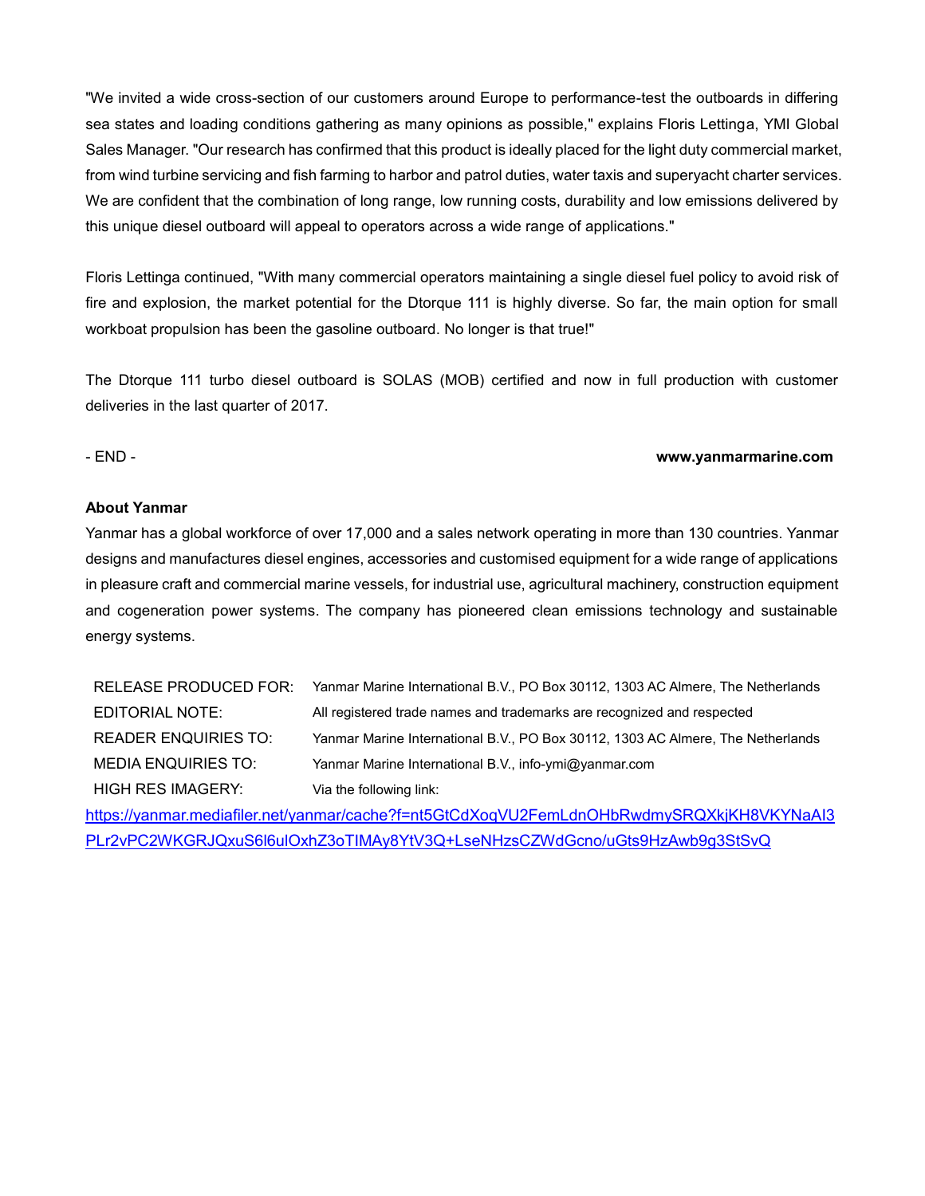"We invited a wide cross-section of our customers around Europe to performance-test the outboards in differing sea states and loading conditions gathering as many opinions as possible," explains Floris Lettinga, YMI Global Sales Manager. "Our research has confirmed that this product is ideally placed for the light duty commercial market, from wind turbine servicing and fish farming to harbor and patrol duties, water taxis and superyacht charter services. We are confident that the combination of long range, low running costs, durability and low emissions delivered by this unique diesel outboard will appeal to operators across a wide range of applications."

Floris Lettinga continued, "With many commercial operators maintaining a single diesel fuel policy to avoid risk of fire and explosion, the market potential for the Dtorque 111 is highly diverse. So far, the main option for small workboat propulsion has been the gasoline outboard. No longer is that true!"

The Dtorque 111 turbo diesel outboard is SOLAS (MOB) certified and now in full production with customer deliveries in the last quarter of 2017.

- END -

**www.yanmarmarine.com**

**About Yanmar**

Yanmar has a global workforce of over 17,000 and a sales network operating in more than 130 countries. Yanmar designs and manufactures diesel engines, accessories and customised equipment for a wide range of applications in pleasure craft and commercial marine vessels, for industrial use, agricultural machinery, construction equipment and cogeneration power systems. The company has pioneered clean emissions technology and sustainable energy systems.

| | |
|---|---|
| RELEASE PRODUCED FOR: | Yanmar Marine International B.V., PO Box 30112, 1303 AC Almere, The Netherlands |
| EDITORIAL NOTE: | All registered trade names and trademarks are recognized and respected |
| READER ENQUIRIES TO: | Yanmar Marine International B.V., PO Box 30112, 1303 AC Almere, The Netherlands |
| MEDIA ENQUIRIES TO: | Yanmar Marine International B.V., info-ymi@yanmar.com |
| HIGH RES IMAGERY: | Via the following link: |

https://yanmar.mediafiler.net/yanmar/cache?f=nt5GtCdXoqVU2FemLdnOHbRwdmySRQXkjKH8VKYNaAI3PLr2vPC2WKGRJQxuS6l6ulOxhZ3oTIMAy8YtV3Q+LseNHzsCZWdGcno/uGts9HzAwb9g3StSvQ